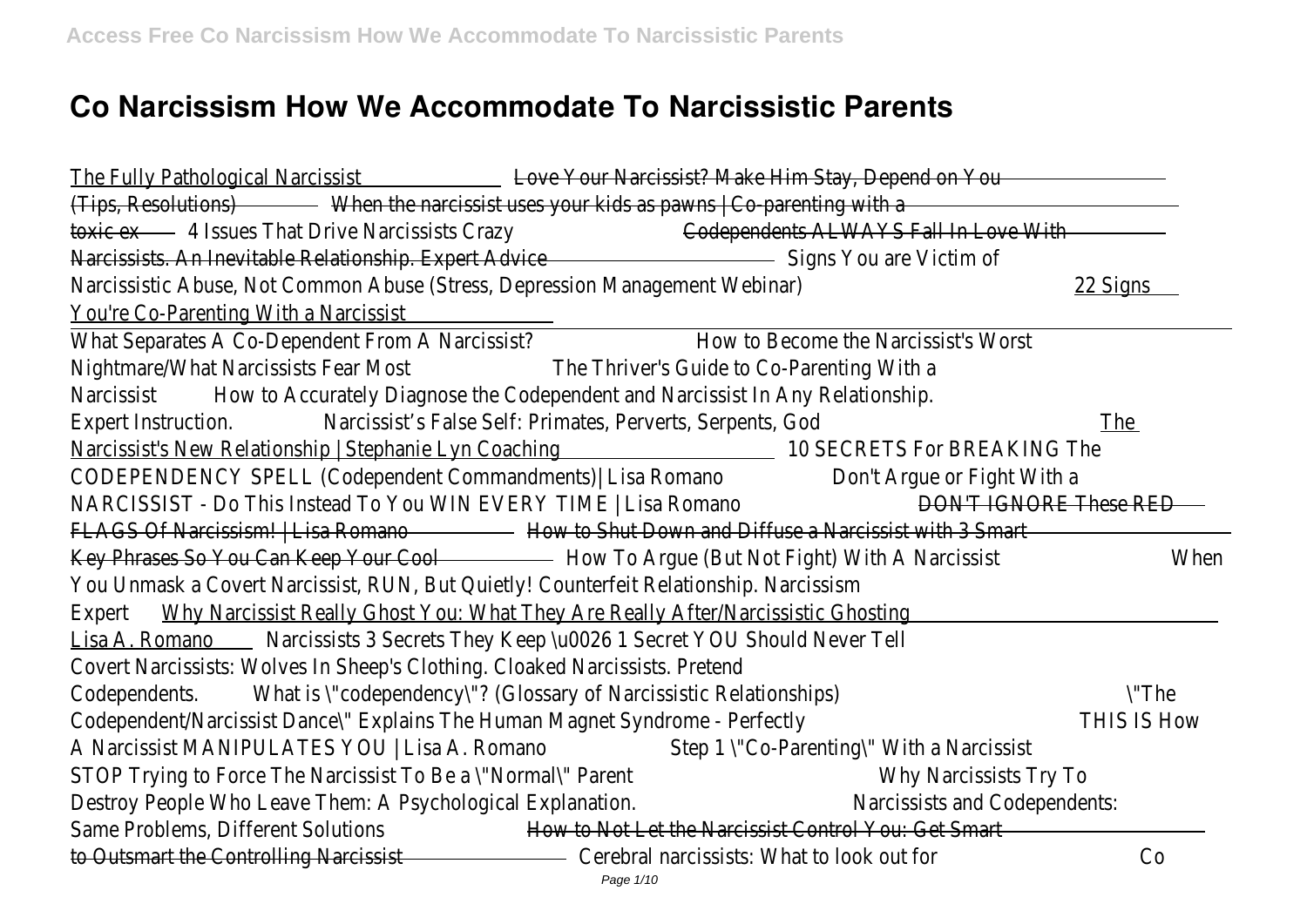# Co Narcissism How We Accommodate To Narcissistic Parents

The Fully Pathological Narcissist Love Your Narcissist? Make Him Stay, Depend on You (Tips, Resolutions) When the narcissist uses your kids as pawns | Co-parenting with a toxic ex 4 Issues That Drive Narcissists Crazy Codependents ALWAYS Fall In Love With Narcissists. An Inevitable Relationship. Expert Advice Signs You are Victim of Narcissistic Abuse, Not Common Abuse (Stress, Depression Management Webinar) 22 Signs You're Co-Parenting With a Narcissist

What Separates A Co-Dependent From A Narcissist? How to Become the Narcissist's Worst Nightmare/What Narcissists Fear Most The Thriver's Guide to Co-Parenting With a Narcissist How to Accurately Diagnose the Codependent and Narcissist In Any Relationship. Expert Instruction. Narcissist's False Self: Primates, Perverts, Serpents, God The Narcissist's New Relationship | Stephanie Lyn Coaching 10 SECRETS For BREAKING The CODEPENDENCY SPELL (Codependent Commandments)| Lisa Romano Don't Argue or Fight With a NARCISSIST - Do This Instead To You WIN EVERY TIME | Lisa Romano DON'T IGNORE These RED FLAGS Of Narcissism! | Lisa Romano How to Shut Down and Diffuse a Narcissist with 3 Smart Key Phrases So You Can Keep Your Cool How To Argue (But Not Fight) With A Narcissist When You Unmask a Covert Narcissist, RUN, But Quietly! Counterfeit Relationship. Narcissism Expert Why Narcissist Really Ghost You: What They Are Really After/Narcissistic Ghosting Lisa A. Romano Narcissists 3 Secrets They Keep \u0026 1 Secret YOU Should Never Tell Covert Narcissists: Wolves In Sheep's Clothing. Cloaked Narcissists. Pretend Codependents. What is \"codependency\"? (Glossary of Narcissistic Relationships) \"The Codependent/Narcissist Dance\" Explains The Human Magnet Syndrome - Perfectly THIS IS How A Narcissist MANIPULATES YOU | Lisa A. Romano Step 1 \"Co-Parenting\" With a Narcissist STOP Trying to Force The Narcissist To Be a \"Normal\" Parent Why Narcissists Try To Destroy People Who Leave Them: A Psychological Explanation. Narcissists and Codependents: Same Problems, Different Solutions How to Not Let the Narcissist Control You: Get Smart to Outsmart the Controlling Narcissist Cerebral narcissists: What to look out for Co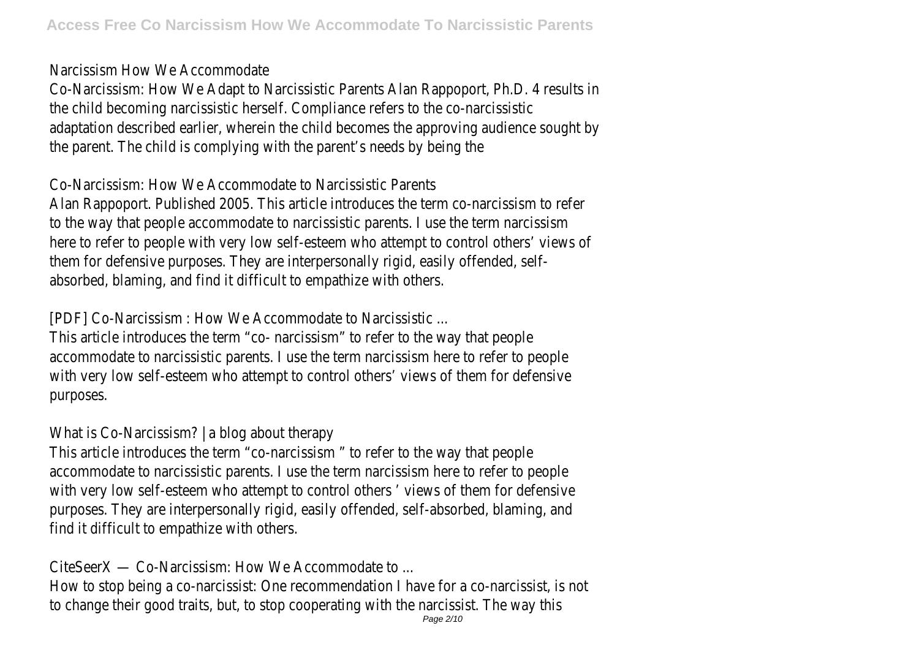Narcissism How We Accommodate

Co-Narcissism: How We Adapt to Narcissistic Parents Alan Rappoport, Ph.D. 4 results in the child becoming narcissistic herself. Compliance refers to the co-narcissistic adaptation described earlier, wherein the child becomes the approving audience sought by the parent. The child is complying with the parent's needs by being the

Co-Narcissism: How We Accommodate to Narcissistic Parents

Alan Rappoport. Published 2005. This article introduces the term co-narcissism to refer to the way that people accommodate to narcissistic parents. I use the term narcissism here to refer to people with very low self-esteem who attempt to control others' views of them for defensive purposes. They are interpersonally rigid, easily offended, self-absorbed, blaming, and find it difficult to empathize with others.

[PDF] Co-Narcissism : How We Accommodate to Narcissistic ...

This article introduces the term "co- narcissism" to refer to the way that people accommodate to narcissistic parents. I use the term narcissism here to refer to people with very low self-esteem who attempt to control others' views of them for defensive purposes.

What is Co-Narcissism? | a blog about therapy

This article introduces the term "co-narcissism " to refer to the way that people accommodate to narcissistic parents. I use the term narcissism here to refer to people with very low self-esteem who attempt to control others ' views of them for defensive purposes. They are interpersonally rigid, easily offended, self-absorbed, blaming, and find it difficult to empathize with others.

CiteSeerX — Co-Narcissism: How We Accommodate to ...

How to stop being a co-narcissist: One recommendation I have for a co-narcissist, is not to change their good traits, but, to stop cooperating with the narcissist. The way this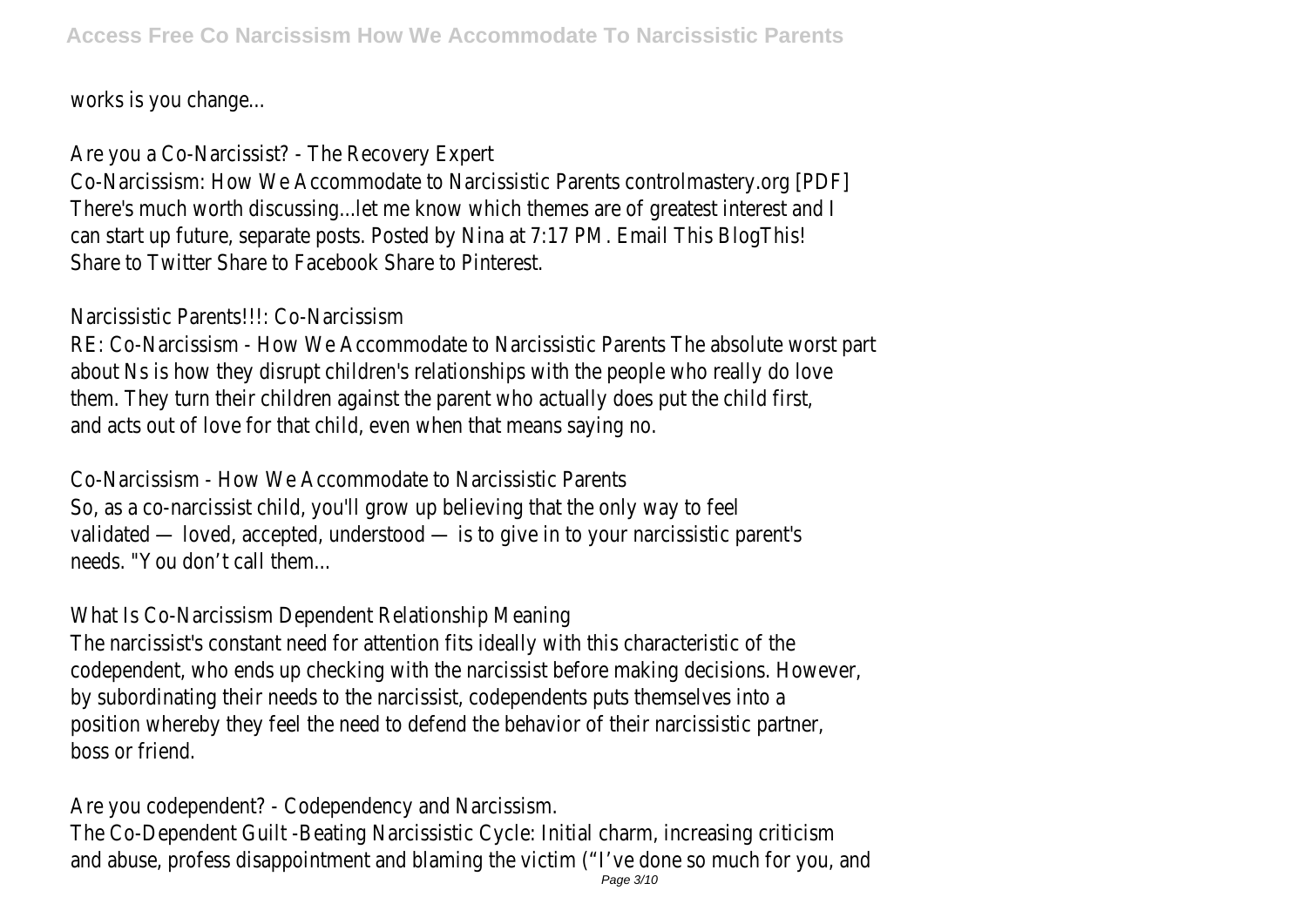works is you change...

Are you a Co-Narcissist? - The Recovery Expert

Co-Narcissism: How We Accommodate to Narcissistic Parents controlmastery.org [PDF] There's much worth discussing...let me know which themes are of greatest interest and I can start up future, separate posts. Posted by Nina at 7:17 PM. Email This BlogThis! Share to Twitter Share to Facebook Share to Pinterest.

Narcissistic Parents!!!: Co-Narcissism

RE: Co-Narcissism - How We Accommodate to Narcissistic Parents The absolute worst part about Ns is how they disrupt children's relationships with the people who really do love them. They turn their children against the parent who actually does put the child first, and acts out of love for that child, even when that means saying no.

Co-Narcissism - How We Accommodate to Narcissistic Parents

So, as a co-narcissist child, you'll grow up believing that the only way to feel validated — loved, accepted, understood — is to give in to your narcissistic parent's needs. "You don't call them...

What Is Co-Narcissism Dependent Relationship Meaning

The narcissist's constant need for attention fits ideally with this characteristic of the codependent, who ends up checking with the narcissist before making decisions. However, by subordinating their needs to the narcissist, codependents puts themselves into a position whereby they feel the need to defend the behavior of their narcissistic partner, boss or friend.

Are you codependent? - Codependency and Narcissism.

The Co-Dependent Guilt -Beating Narcissistic Cycle: Initial charm, increasing criticism and abuse, profess disappointment and blaming the victim ("I've done so much for you, and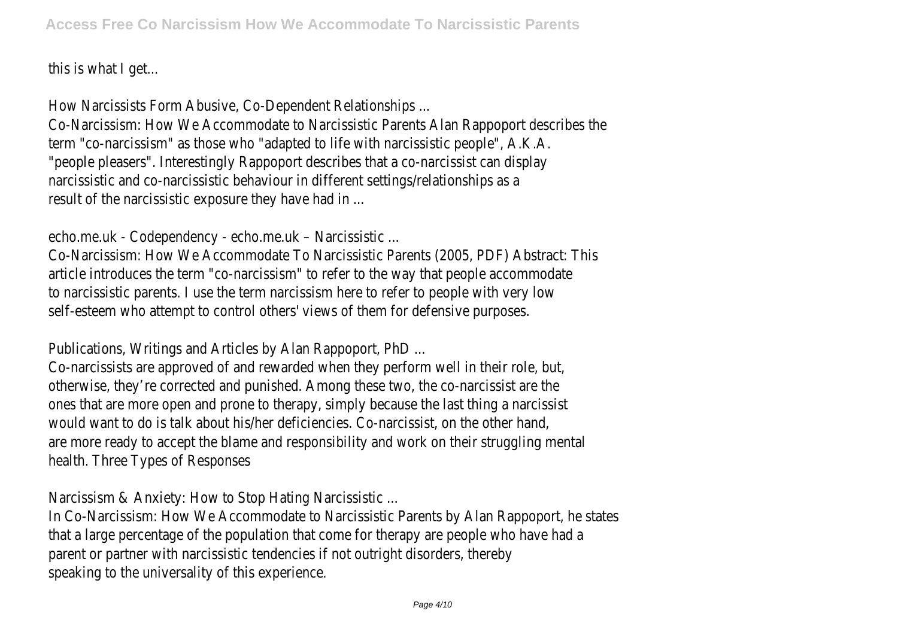this is what I get...

How Narcissists Form Abusive, Co-Dependent Relationships ...

Co-Narcissism: How We Accommodate to Narcissistic Parents Alan Rappoport describes the term "co-narcissism" as those who "adapted to life with narcissistic people", A.K.A. "people pleasers". Interestingly Rappoport describes that a co-narcissist can display narcissistic and co-narcissistic behaviour in different settings/relationships as a result of the narcissistic exposure they have had in ...

echo.me.uk - Codependency - echo.me.uk – Narcissistic ...

Co-Narcissism: How We Accommodate To Narcissistic Parents (2005, PDF) Abstract: This article introduces the term "co-narcissism" to refer to the way that people accommodate to narcissistic parents. I use the term narcissism here to refer to people with very low self-esteem who attempt to control others' views of them for defensive purposes.

Publications, Writings and Articles by Alan Rappoport, PhD ...

Co-narcissists are approved of and rewarded when they perform well in their role, but, otherwise, they're corrected and punished. Among these two, the co-narcissist are the ones that are more open and prone to therapy, simply because the last thing a narcissist would want to do is talk about his/her deficiencies. Co-narcissist, on the other hand, are more ready to accept the blame and responsibility and work on their struggling mental health. Three Types of Responses

Narcissism & Anxiety: How to Stop Hating Narcissistic ...

In Co-Narcissism: How We Accommodate to Narcissistic Parents by Alan Rappoport, he states that a large percentage of the population that come for therapy are people who have had a parent or partner with narcissistic tendencies if not outright disorders, thereby speaking to the universality of this experience.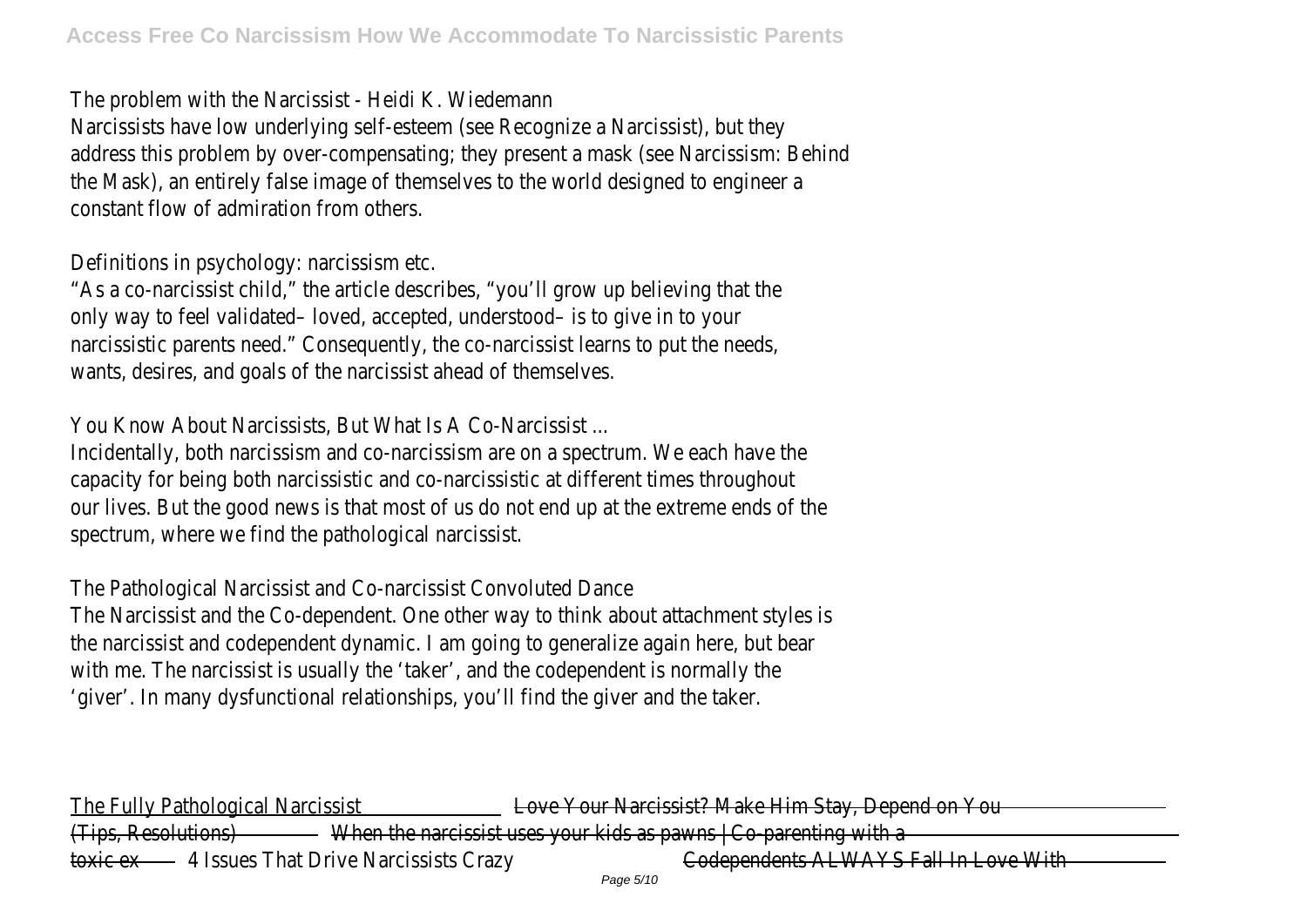The problem with the Narcissist - Heidi K. Wiedemann

Narcissists have low underlying self-esteem (see Recognize a Narcissist), but they address this problem by over-compensating; they present a mask (see Narcissism: Behind the Mask), an entirely false image of themselves to the world designed to engineer a constant flow of admiration from others.

Definitions in psychology: narcissism etc.

"As a co-narcissist child," the article describes, "you'll grow up believing that the only way to feel validated– loved, accepted, understood– is to give in to your narcissistic parents need." Consequently, the co-narcissist learns to put the needs, wants, desires, and goals of the narcissist ahead of themselves.

You Know About Narcissists, But What Is A Co-Narcissist ...

Incidentally, both narcissism and co-narcissism are on a spectrum. We each have the capacity for being both narcissistic and co-narcissistic at different times throughout our lives. But the good news is that most of us do not end up at the extreme ends of the spectrum, where we find the pathological narcissist.

The Pathological Narcissist and Co-narcissist Convoluted Dance

The Narcissist and the Co-dependent. One other way to think about attachment styles is the narcissist and codependent dynamic. I am going to generalize again here, but bear with me. The narcissist is usually the 'taker', and the codependent is normally the 'giver'. In many dysfunctional relationships, you'll find the giver and the taker.

The Fully Pathological Narcissist Love Your Narcissist? Make Him Stay, Depend on You (Tips, Resolutions) When the narcissist uses your kids as pawns | Co-parenting with a toxic ex 4 Issues That Drive Narcissists Crazy Codependents ALWAYS Fall In Love With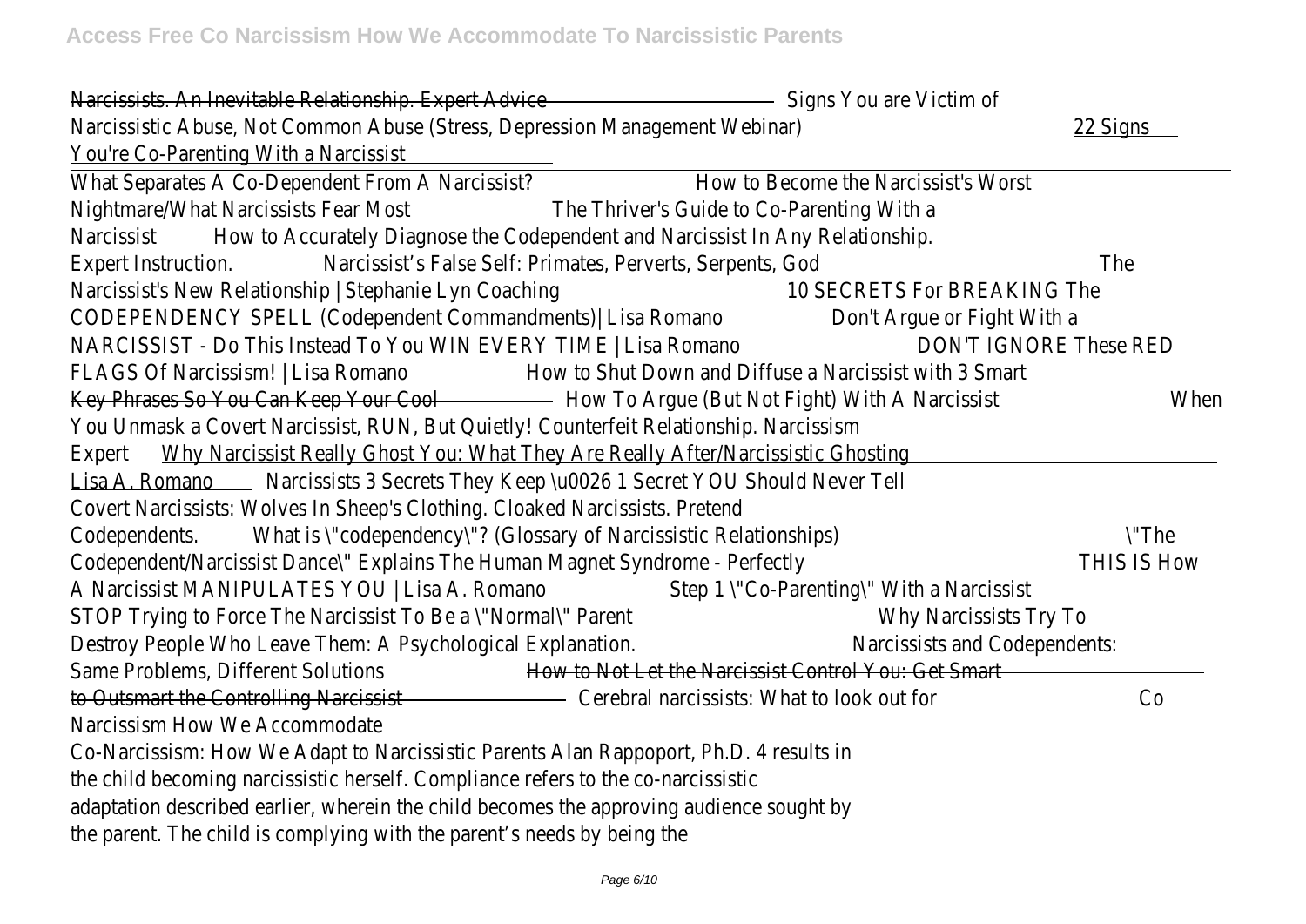Narcissists. An Inevitable Relationship. Expert Advice Signs You are Victim of Narcissistic Abuse, Not Common Abuse (Stress, Depression Management Webinar) 22 Signs You're Co-Parenting With a Narcissist

What Separates A Co-Dependent From A Narcissist? How to Become the Narcissist's Worst Nightmare/What Narcissists Fear Most The Thriver's Guide to Co-Parenting With a Narcissist How to Accurately Diagnose the Codependent and Narcissist In Any Relationship. Expert Instruction. Narcissist's False Self: Primates, Perverts, Serpents, God The Narcissist's New Relationship | Stephanie Lyn Coaching 10 SECRETS For BREAKING The CODEPENDENCY SPELL (Codependent Commandments)| Lisa Romano Don't Argue or Fight With a NARCISSIST - Do This Instead To You WIN EVERY TIME | Lisa Romano DON'T IGNORE These RED FLAGS Of Narcissism! | Lisa Romano How to Shut Down and Diffuse a Narcissist with 3 Smart Key Phrases So You Can Keep Your Cool How To Argue (But Not Fight) With A Narcissist When You Unmask a Covert Narcissist, RUN, But Quietly! Counterfeit Relationship. Narcissism Expert Why Narcissist Really Ghost You: What They Are Really After/Narcissistic Ghosting Lisa A. Romano Narcissists 3 Secrets They Keep \u0026 1 Secret YOU Should Never Tell Covert Narcissists: Wolves In Sheep's Clothing. Cloaked Narcissists. Pretend Codependents. What is \"codependency\"? (Glossary of Narcissistic Relationships) \"The Codependent/Narcissist Dance\" Explains The Human Magnet Syndrome - Perfectly THIS IS How A Narcissist MANIPULATES YOU | Lisa A. Romano Step 1 \"Co-Parenting\" With a Narcissist STOP Trying to Force The Narcissist To Be a \"Normal\" Parent Why Narcissists Try To Destroy People Who Leave Them: A Psychological Explanation. Narcissists and Codependents: Same Problems, Different Solutions How to Not Let the Narcissist Control You: Get Smart to Outsmart the Controlling Narcissist Cerebral narcissists: What to look out for Co Narcissism How We Accommodate

Co-Narcissism: How We Adapt to Narcissistic Parents Alan Rappoport, Ph.D. 4 results in the child becoming narcissistic herself. Compliance refers to the co-narcissistic adaptation described earlier, wherein the child becomes the approving audience sought by the parent. The child is complying with the parent's needs by being the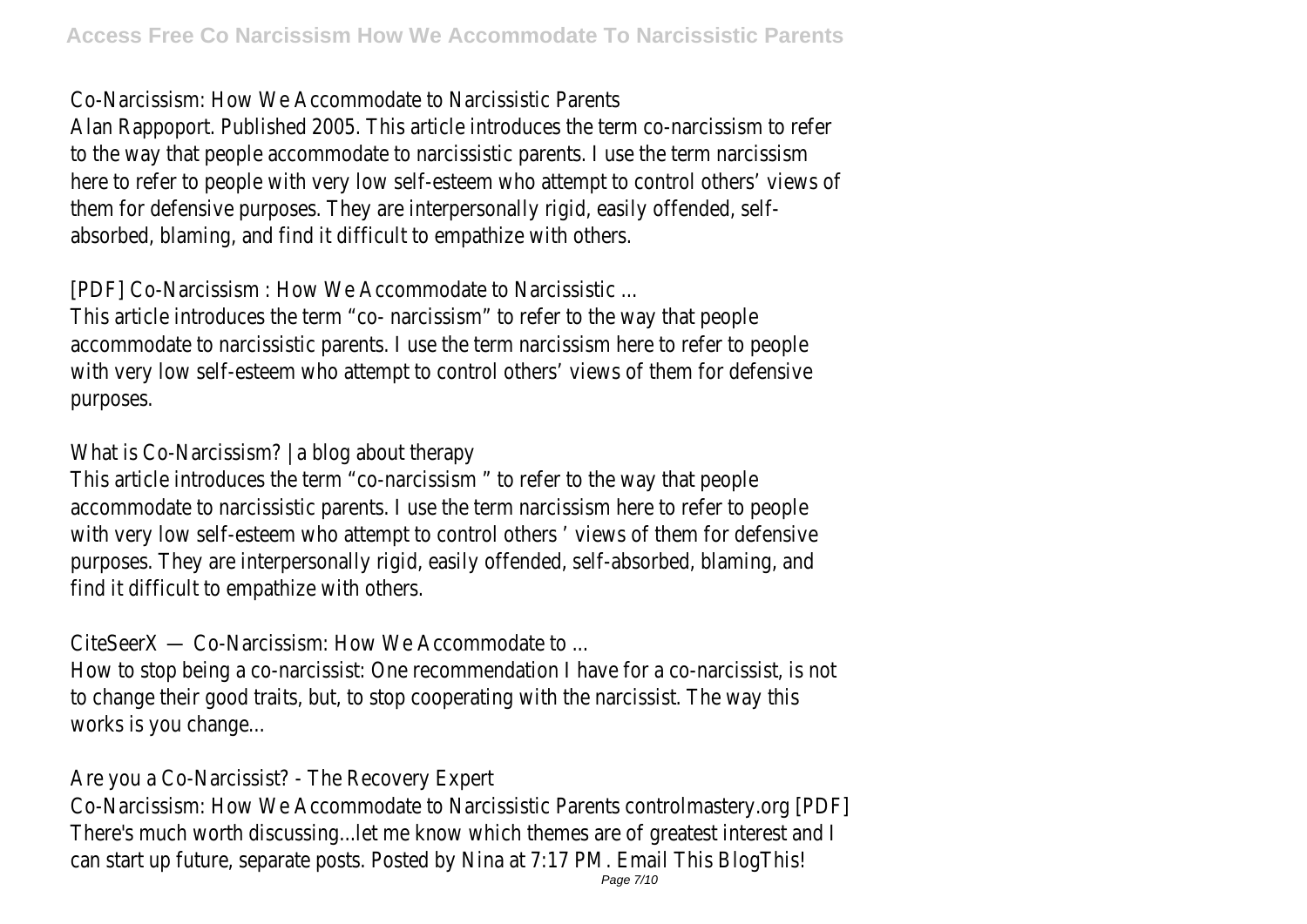Co-Narcissism: How We Accommodate to Narcissistic Parents

Alan Rappoport. Published 2005. This article introduces the term co-narcissism to refer to the way that people accommodate to narcissistic parents. I use the term narcissism here to refer to people with very low self-esteem who attempt to control others' views of them for defensive purposes. They are interpersonally rigid, easily offended, self-absorbed, blaming, and find it difficult to empathize with others.

[PDF] Co-Narcissism : How We Accommodate to Narcissistic ...

This article introduces the term "co- narcissism" to refer to the way that people accommodate to narcissistic parents. I use the term narcissism here to refer to people with very low self-esteem who attempt to control others' views of them for defensive purposes.

What is Co-Narcissism? | a blog about therapy

This article introduces the term "co-narcissism " to refer to the way that people accommodate to narcissistic parents. I use the term narcissism here to refer to people with very low self-esteem who attempt to control others ' views of them for defensive purposes. They are interpersonally rigid, easily offended, self-absorbed, blaming, and find it difficult to empathize with others.

CiteSeerX — Co-Narcissism: How We Accommodate to ...

How to stop being a co-narcissist: One recommendation I have for a co-narcissist, is not to change their good traits, but, to stop cooperating with the narcissist. The way this works is you change...

Are you a Co-Narcissist? - The Recovery Expert

Co-Narcissism: How We Accommodate to Narcissistic Parents controlmastery.org [PDF] There's much worth discussing...let me know which themes are of greatest interest and I can start up future, separate posts. Posted by Nina at 7:17 PM. Email This BlogThis!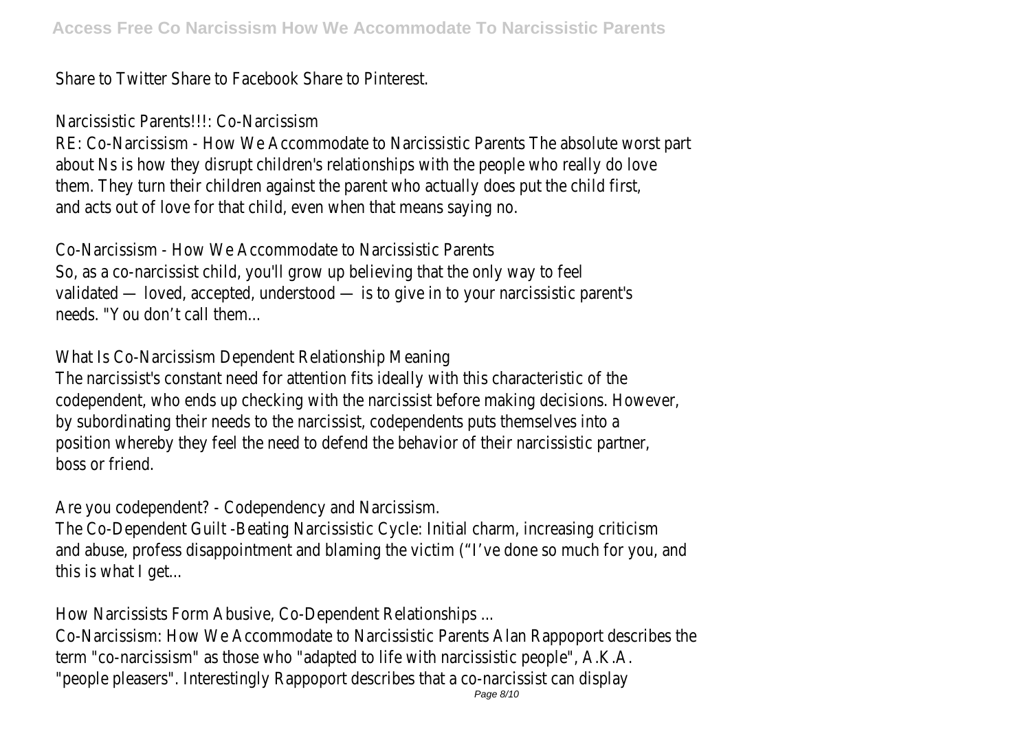Share to Twitter Share to Facebook Share to Pinterest.

Narcissistic Parents!!!: Co-Narcissism

RE: Co-Narcissism - How We Accommodate to Narcissistic Parents The absolute worst part about Ns is how they disrupt children's relationships with the people who really do love them. They turn their children against the parent who actually does put the child first, and acts out of love for that child, even when that means saying no.

Co-Narcissism - How We Accommodate to Narcissistic Parents

So, as a co-narcissist child, you'll grow up believing that the only way to feel validated — loved, accepted, understood — is to give in to your narcissistic parent's needs. "You don't call them...

What Is Co-Narcissism Dependent Relationship Meaning

The narcissist's constant need for attention fits ideally with this characteristic of the codependent, who ends up checking with the narcissist before making decisions. However, by subordinating their needs to the narcissist, codependents puts themselves into a position whereby they feel the need to defend the behavior of their narcissistic partner, boss or friend.

Are you codependent? - Codependency and Narcissism.

The Co-Dependent Guilt -Beating Narcissistic Cycle: Initial charm, increasing criticism and abuse, profess disappointment and blaming the victim ("I've done so much for you, and this is what I get...

How Narcissists Form Abusive, Co-Dependent Relationships ...

Co-Narcissism: How We Accommodate to Narcissistic Parents Alan Rappoport describes the term "co-narcissism" as those who "adapted to life with narcissistic people", A.K.A. "people pleasers". Interestingly Rappoport describes that a co-narcissist can display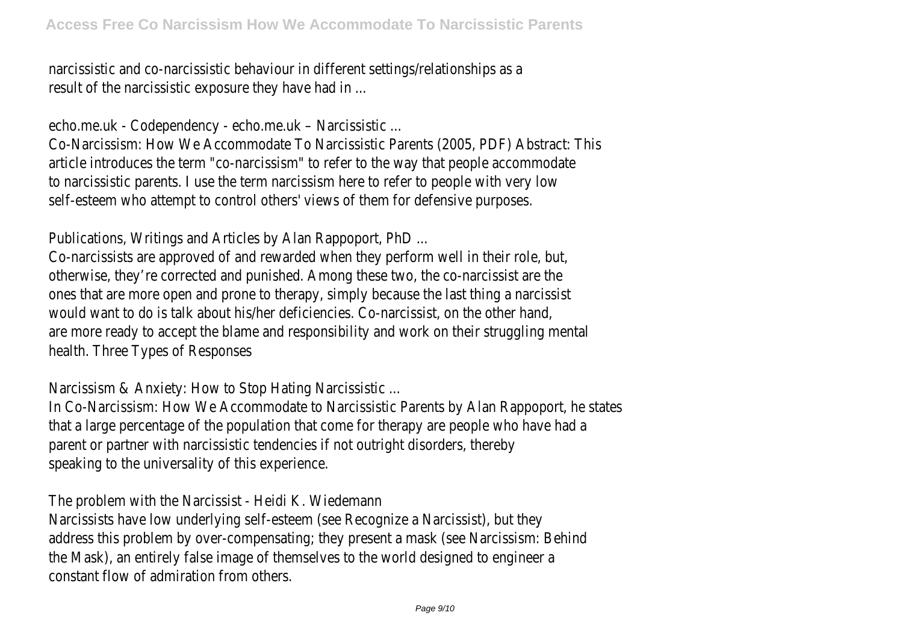narcissistic and co-narcissistic behaviour in different settings/relationships as a result of the narcissistic exposure they have had in ...

echo.me.uk - Codependency - echo.me.uk – Narcissistic ...

Co-Narcissism: How We Accommodate To Narcissistic Parents (2005, PDF) Abstract: This article introduces the term "co-narcissism" to refer to the way that people accommodate to narcissistic parents. I use the term narcissism here to refer to people with very low self-esteem who attempt to control others' views of them for defensive purposes.

Publications, Writings and Articles by Alan Rappoport, PhD ...

Co-narcissists are approved of and rewarded when they perform well in their role, but, otherwise, they're corrected and punished. Among these two, the co-narcissist are the ones that are more open and prone to therapy, simply because the last thing a narcissist would want to do is talk about his/her deficiencies. Co-narcissist, on the other hand, are more ready to accept the blame and responsibility and work on their struggling mental health. Three Types of Responses

Narcissism & Anxiety: How to Stop Hating Narcissistic ...

In Co-Narcissism: How We Accommodate to Narcissistic Parents by Alan Rappoport, he states that a large percentage of the population that come for therapy are people who have had a parent or partner with narcissistic tendencies if not outright disorders, thereby speaking to the universality of this experience.

The problem with the Narcissist - Heidi K. Wiedemann

Narcissists have low underlying self-esteem (see Recognize a Narcissist), but they address this problem by over-compensating; they present a mask (see Narcissism: Behind the Mask), an entirely false image of themselves to the world designed to engineer a constant flow of admiration from others.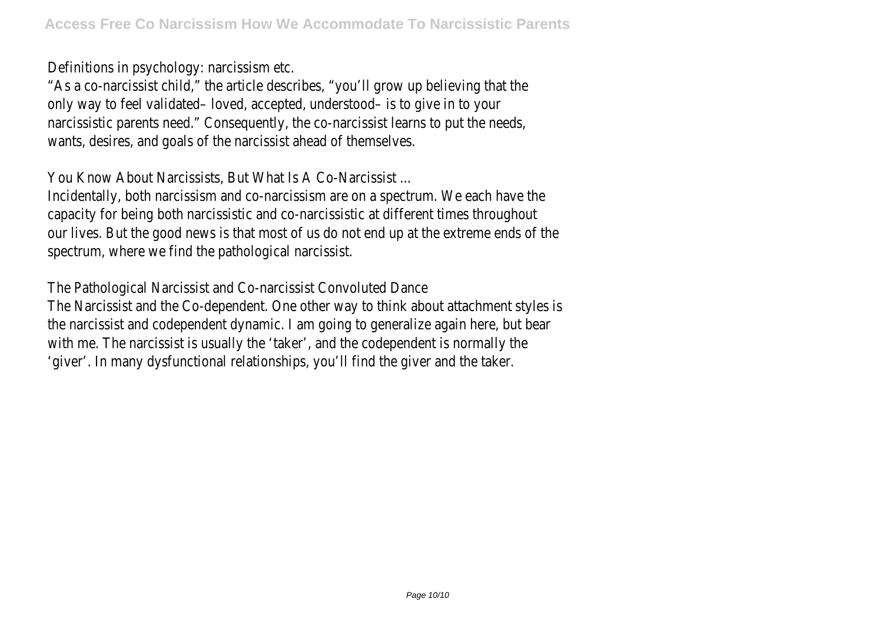Definitions in psychology: narcissism etc.

"As a co-narcissist child," the article describes, "you'll grow up believing that the only way to feel validated– loved, accepted, understood– is to give in to your narcissistic parents need." Consequently, the co-narcissist learns to put the needs, wants, desires, and goals of the narcissist ahead of themselves.

You Know About Narcissists, But What Is A Co-Narcissist ...

Incidentally, both narcissism and co-narcissism are on a spectrum. We each have the capacity for being both narcissistic and co-narcissistic at different times throughout our lives. But the good news is that most of us do not end up at the extreme ends of the spectrum, where we find the pathological narcissist.

The Pathological Narcissist and Co-narcissist Convoluted Dance

The Narcissist and the Co-dependent. One other way to think about attachment styles is the narcissist and codependent dynamic. I am going to generalize again here, but bear with me. The narcissist is usually the 'taker', and the codependent is normally the 'giver'. In many dysfunctional relationships, you'll find the giver and the taker.